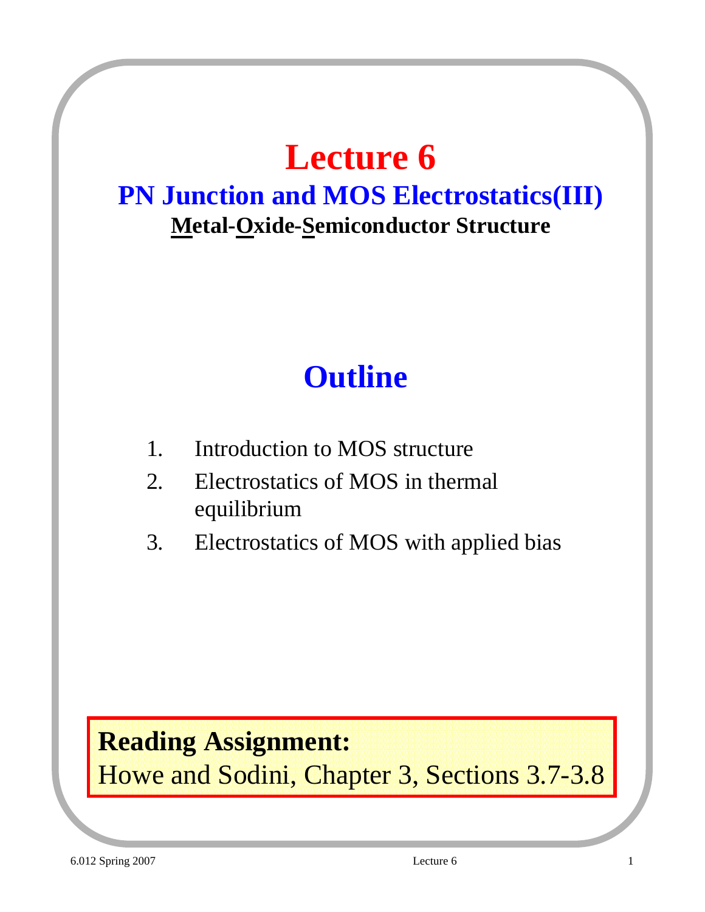# Lecture 6

## PN Junction and MOS Electrostatics(III)

**Metal-Oxide-Semiconductor Structure**

## Outline

1. Introduction to MOS structure
2. Electrostatics of MOS in thermal equilibrium
3. Electrostatics of MOS with applied bias

**Reading Assignment:**
Howe and Sodini, Chapter 3, Sections 3.7-3.8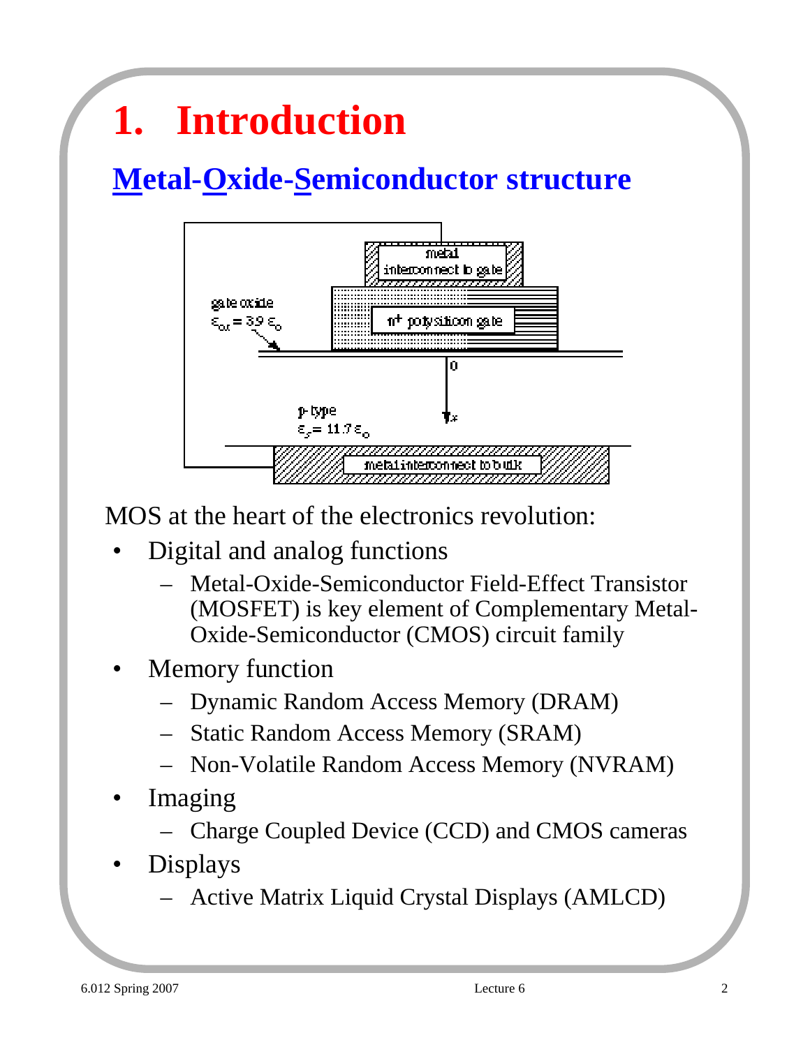# 1. Introduction

## Metal-Oxide-Semiconductor structure

MOS at the heart of the electronics revolution:

- Digital and analog functions
  - Metal-Oxide-Semiconductor Field-Effect Transistor (MOSFET) is key element of Complementary Metal-Oxide-Semiconductor (CMOS) circuit family
- Memory function
  - Dynamic Random Access Memory (DRAM)
  - Static Random Access Memory (SRAM)
  - Non-Volatile Random Access Memory (NVRAM)
- Imaging
  - Charge Coupled Device (CCD) and CMOS cameras
- Displays
  - Active Matrix Liquid Crystal Displays (AMLCD)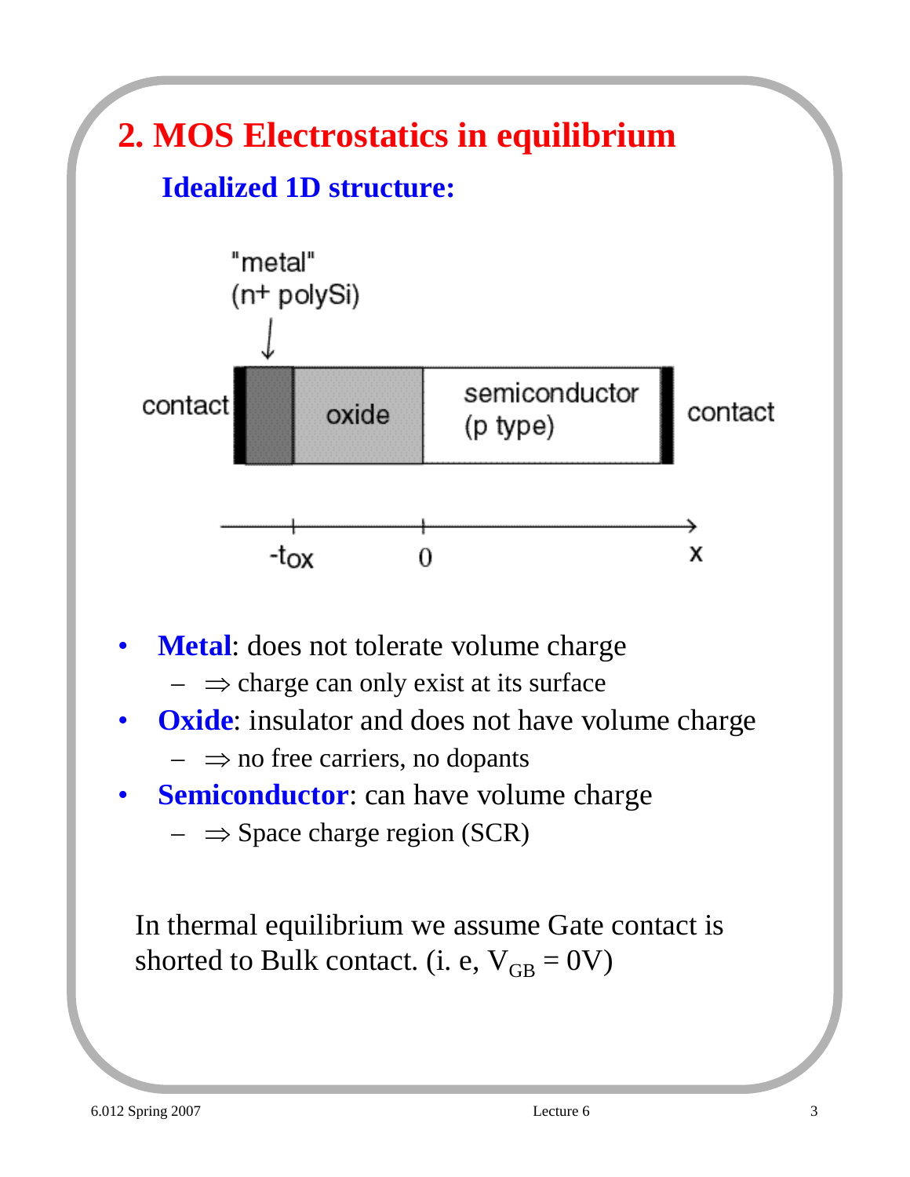# 2. MOS Electrostatics in equilibrium

## Idealized 1D structure:

- **Metal**: does not tolerate volume charge
  - $\Rightarrow$ charge can only exist at its surface
- **Oxide**: insulator and does not have volume charge
  - $\Rightarrow$ no free carriers, no dopants
- **Semiconductor**: can have volume charge
  - $\Rightarrow$ Space charge region (SCR)

In thermal equilibrium we assume Gate contact is shorted to Bulk contact. (i. e, $V_{GB} = 0V$)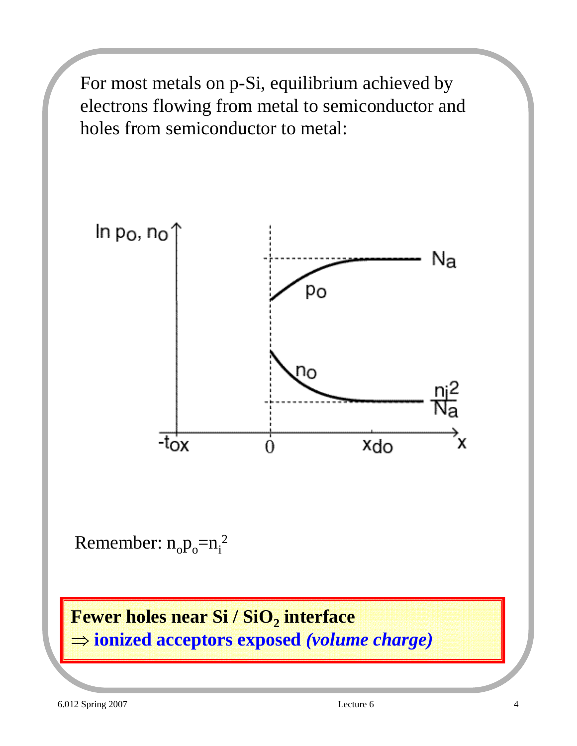For most metals on p-Si, equilibrium achieved by electrons flowing from metal to semiconductor and holes from semiconductor to metal:

Remember: $n_o p_o = n_i^2$

**Fewer holes near Si / $SiO_2$ interface**
**⇒ ionized acceptors exposed *(volume charge)***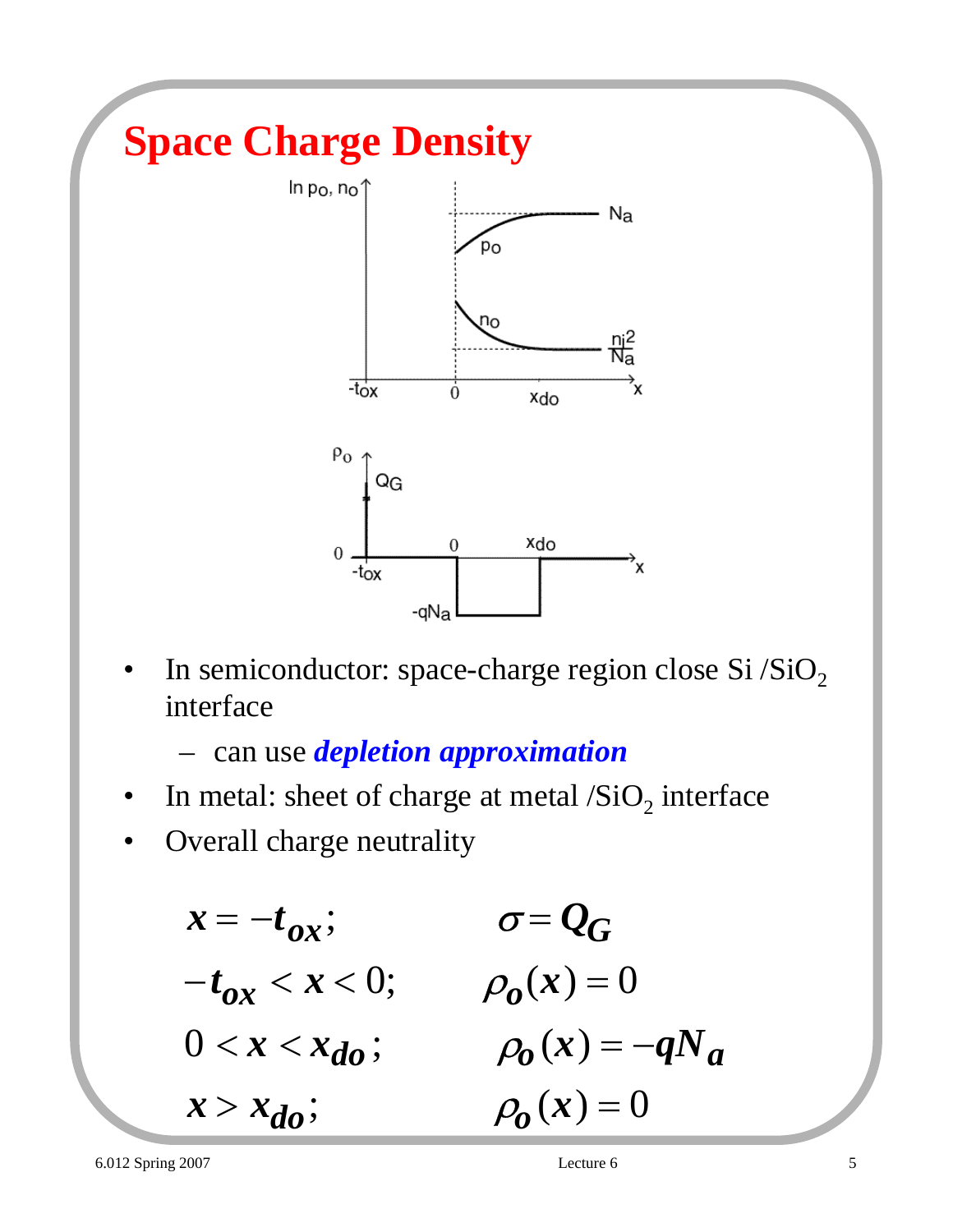# Space Charge Density

- In semiconductor: space-charge region close Si /$SiO_2$ interface
  - can use ***depletion approximation***
- In metal: sheet of charge at metal /$SiO_2$ interface
- Overall charge neutrality

$$x = -t_{ox}; \qquad \sigma = Q_G$$

$$-t_{ox} < x < 0; \qquad \rho_o(x) = 0$$

$$0 < x < x_{do}; \qquad \rho_o(x) = -qN_a$$

$$x > x_{do}; \qquad \rho_o(x) = 0$$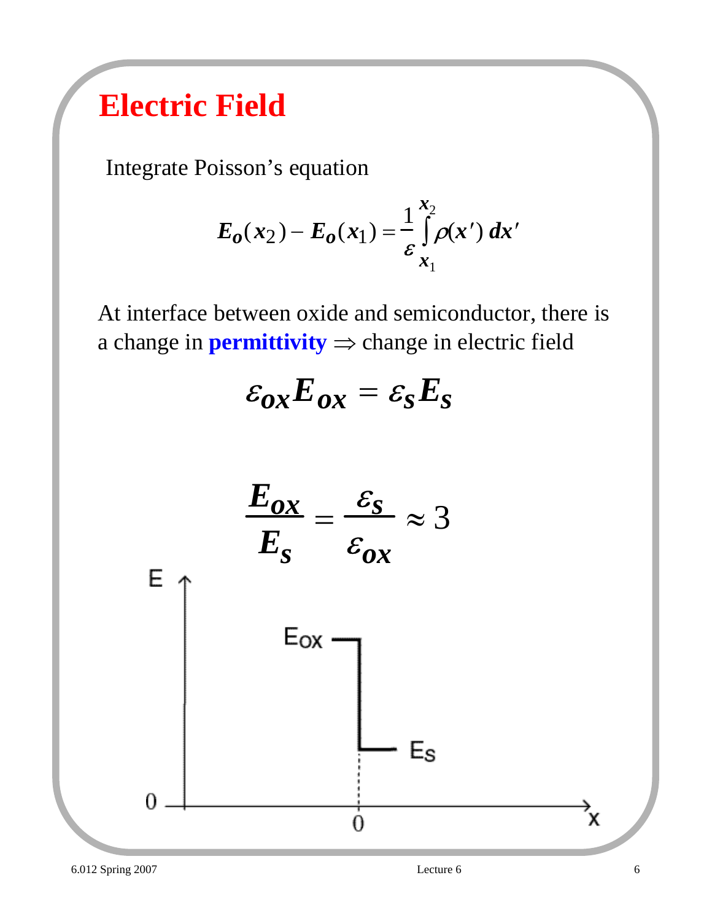# Electric Field

Integrate Poisson's equation

$$E_o(x_2) - E_o(x_1) = \frac{1}{\varepsilon}\int_{x_1}^{x_2} \rho(x')\, dx'$$

At interface between oxide and semiconductor, there is a change in **permittivity** $\Rightarrow$ change in electric field

$$\varepsilon_{ox} E_{ox} = \varepsilon_s E_s$$

$$\frac{E_{ox}}{E_s} = \frac{\varepsilon_s}{\varepsilon_{ox}} \approx 3$$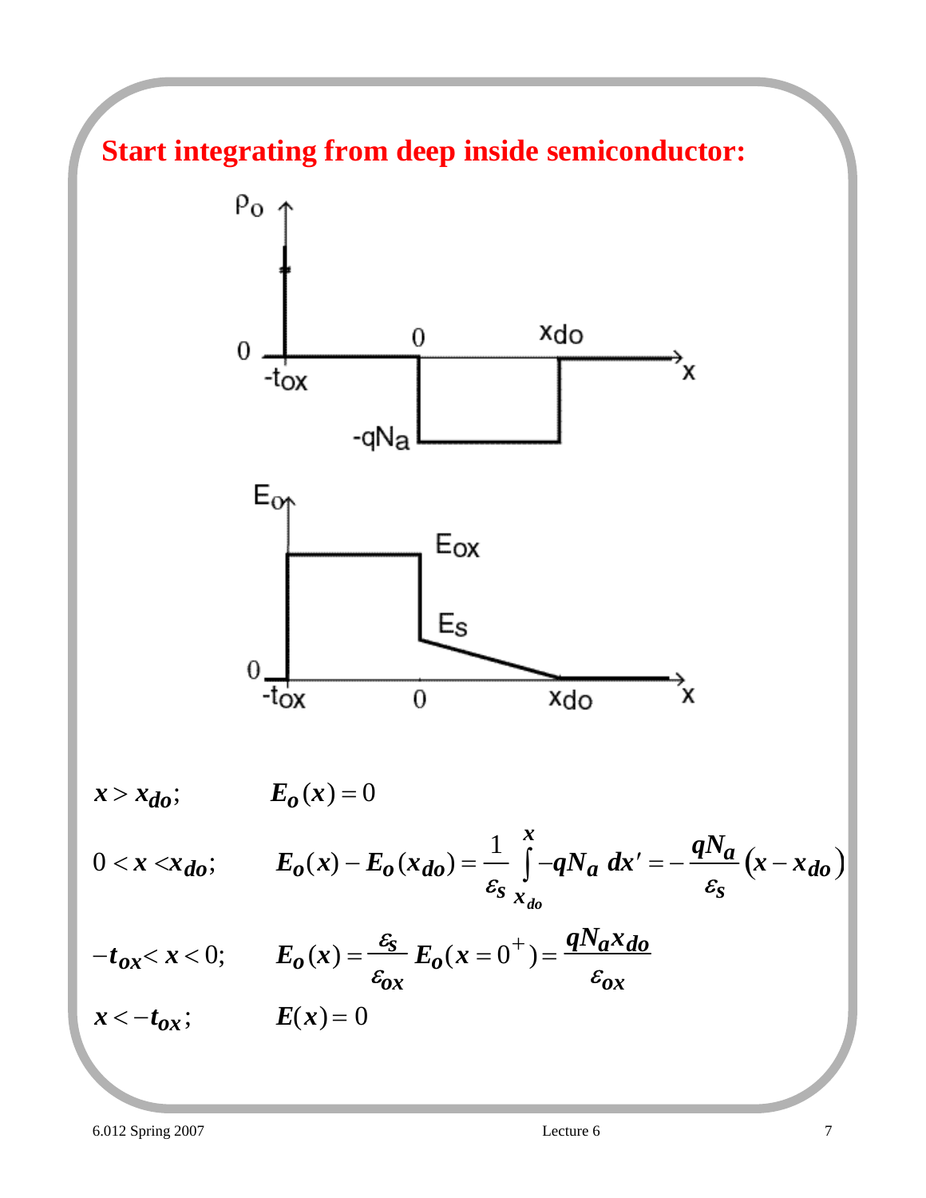# Start integrating from deep inside semiconductor:

$x > x_{do}$; $\qquad E_o(x) = 0$

$0 < x < x_{do}$; $\qquad E_o(x) - E_o(x_{do}) = \dfrac{1}{\varepsilon_s} \displaystyle\int_{x_{do}}^{x} -qN_a \, dx' = -\dfrac{qN_a}{\varepsilon_s}(x - x_{do})$

$-t_{ox} < x < 0$; $\qquad E_o(x) = \dfrac{\varepsilon_s}{\varepsilon_{ox}} E_o(x = 0^+) = \dfrac{qN_a x_{do}}{\varepsilon_{ox}}$

$x < -t_{ox}$; $\qquad E(x) = 0$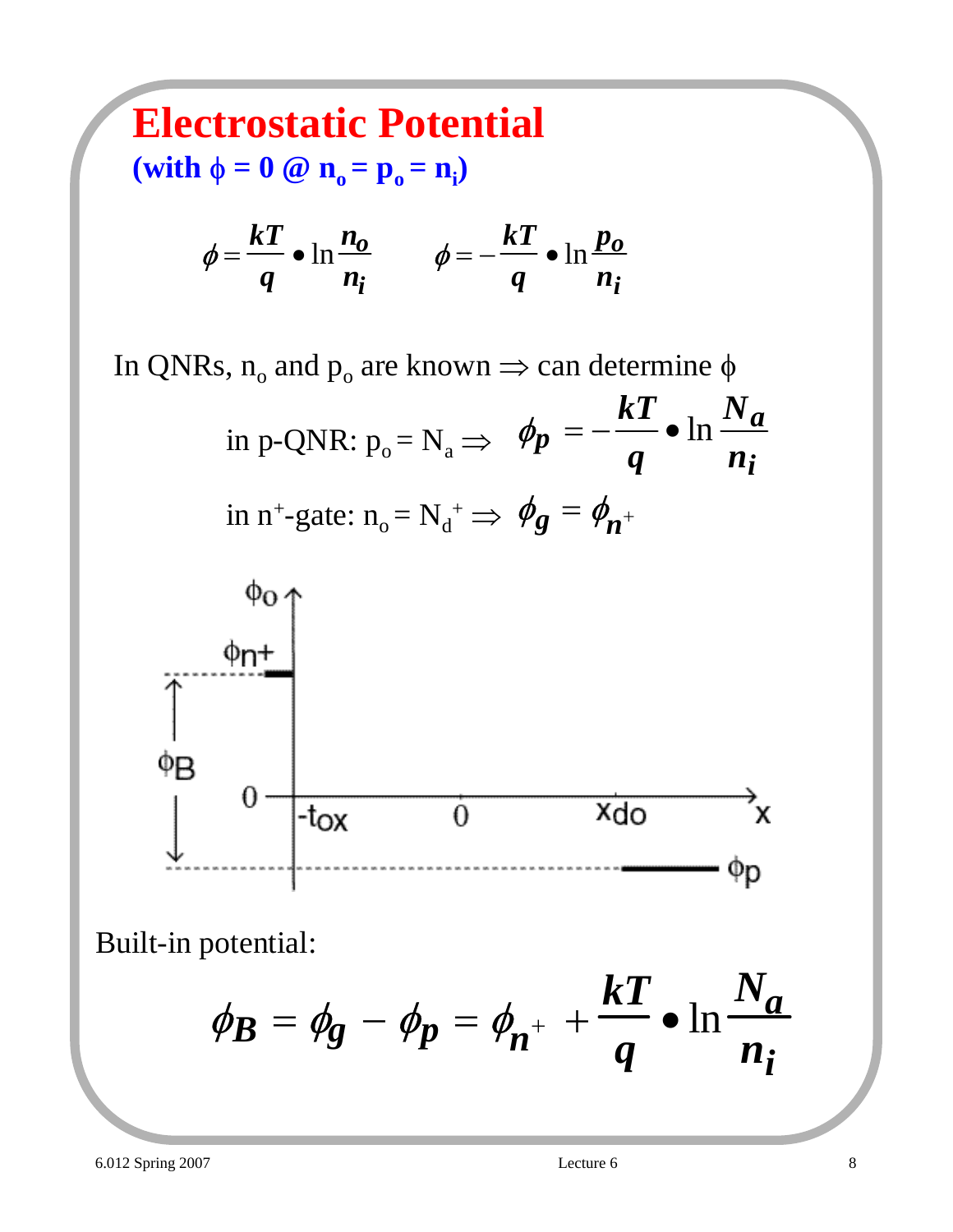# Electrostatic Potential

**(with $\phi = 0$ @ $n_o = p_o = n_i$)**

$$\phi = \frac{kT}{q} \bullet \ln \frac{n_o}{n_i} \qquad \phi = -\frac{kT}{q} \bullet \ln \frac{p_o}{n_i}$$

In QNRs, $n_o$ and $p_o$ are known $\Rightarrow$ can determine $\phi$

in p-QNR: $p_o = N_a \Rightarrow \quad \phi_p = -\frac{kT}{q} \bullet \ln \frac{N_a}{n_i}$

in $n^+$-gate: $n_o = N_d^+ \Rightarrow \quad \phi_g = \phi_{n^+}$

Built-in potential:

$$\phi_B = \phi_g - \phi_p = \phi_{n^+} + \frac{kT}{q} \bullet \ln \frac{N_a}{n_i}$$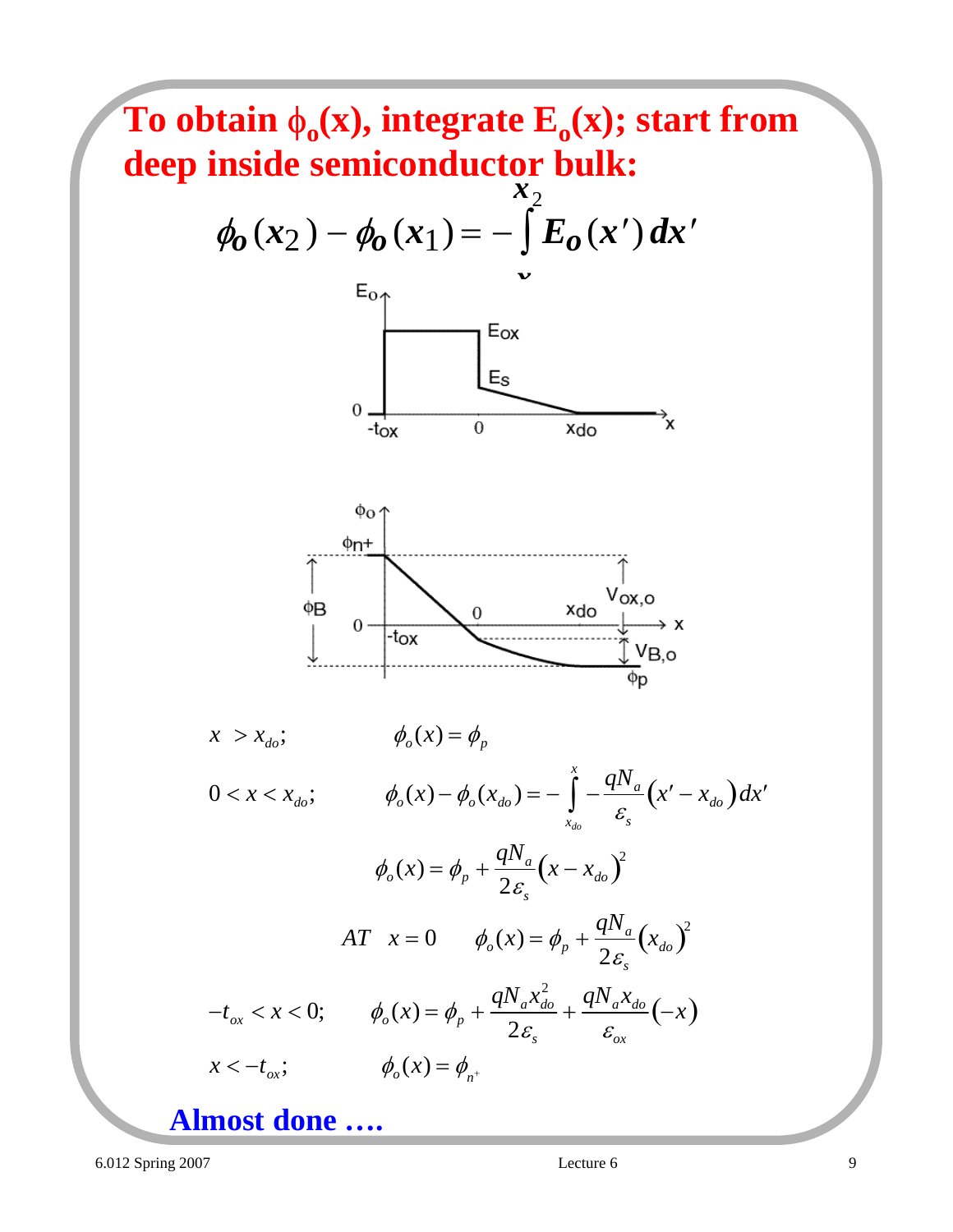# To obtain $\phi_o(x)$, integrate $E_o(x)$; start from deep inside semiconductor bulk:

$$\phi_o(x_2) - \phi_o(x_1) = -\int_{x_1}^{x_2} E_o(x')\,dx'$$

$x > x_{do};$ $\qquad \phi_o(x) = \phi_p$

$0 < x < x_{do};$ $\qquad \phi_o(x) - \phi_o(x_{do}) = -\int_{x_{do}}^{x} -\frac{qN_a}{\varepsilon_s}(x' - x_{do})\,dx'$

$$\phi_o(x) = \phi_p + \frac{qN_a}{2\varepsilon_s}(x - x_{do})^2$$

$$AT \quad x = 0 \qquad \phi_o(x) = \phi_p + \frac{qN_a}{2\varepsilon_s}(x_{do})^2$$

$-t_{ox} < x < 0;$ $\qquad \phi_o(x) = \phi_p + \frac{qN_a x_{do}^2}{2\varepsilon_s} + \frac{qN_a x_{do}}{\varepsilon_{ox}}(-x)$

$x < -t_{ox};$ $\qquad \phi_o(x) = \phi_{n^+}$

**Almost done ….**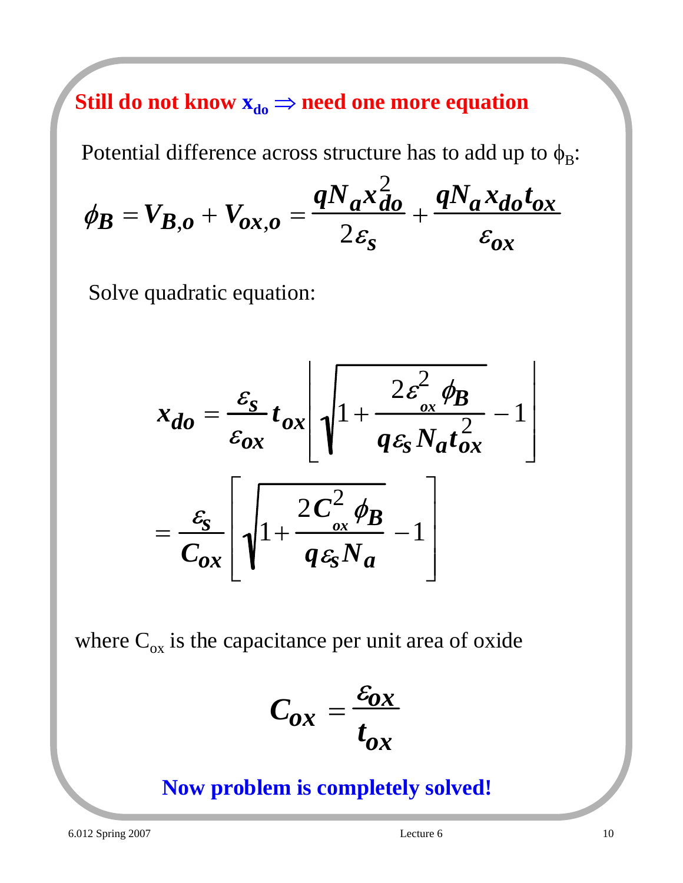**Still do not know $x_{do}$ $\Rightarrow$ need one more equation**

Potential difference across structure has to add up to $\phi_B$:

$$\phi_B = V_{B,o} + V_{ox,o} = \frac{qN_a x_{do}^2}{2\varepsilon_s} + \frac{qN_a x_{do} t_{ox}}{\varepsilon_{ox}}$$

Solve quadratic equation:

$$x_{do} = \frac{\varepsilon_s}{\varepsilon_{ox}} t_{ox} \left[ \sqrt{1 + \frac{2\varepsilon_{ox}^2 \phi_B}{q\varepsilon_s N_a t_{ox}^2}} - 1 \right]$$

$$= \frac{\varepsilon_s}{C_{ox}} \left[ \sqrt{1 + \frac{2C_{ox}^2 \phi_B}{q\varepsilon_s N_a}} - 1 \right]$$

where $C_{ox}$ is the capacitance per unit area of oxide

$$C_{ox} = \frac{\varepsilon_{ox}}{t_{ox}}$$

**Now problem is completely solved!**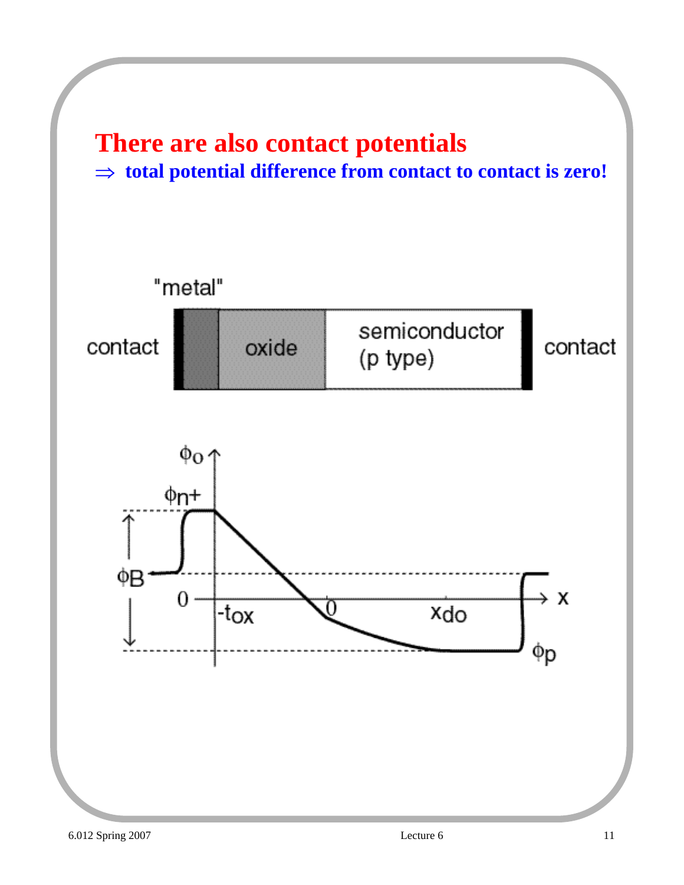# There are also contact potentials

⇒ **total potential difference from contact to contact is zero!**

"metal"

contact | oxide | semiconductor (p type) | contact

$\phi_o$, $\phi_{n+}$, $\phi_B$, 0, $-t_{ox}$, 0, $x_{do}$, x, $\phi_p$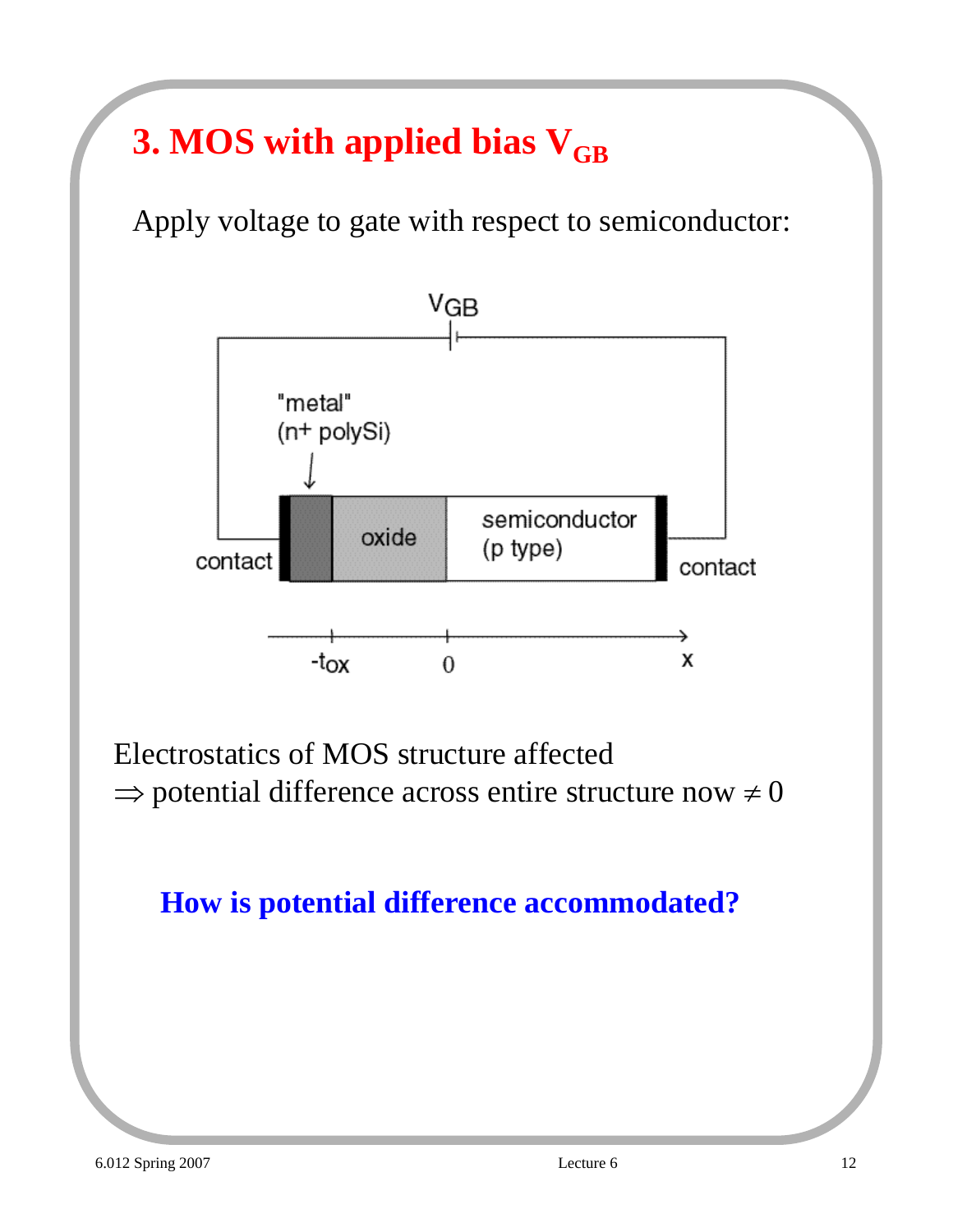## 3. MOS with applied bias $V_{GB}$

Apply voltage to gate with respect to semiconductor:

Electrostatics of MOS structure affected

$\Rightarrow$ potential difference across entire structure now $\neq 0$

**How is potential difference accommodated?**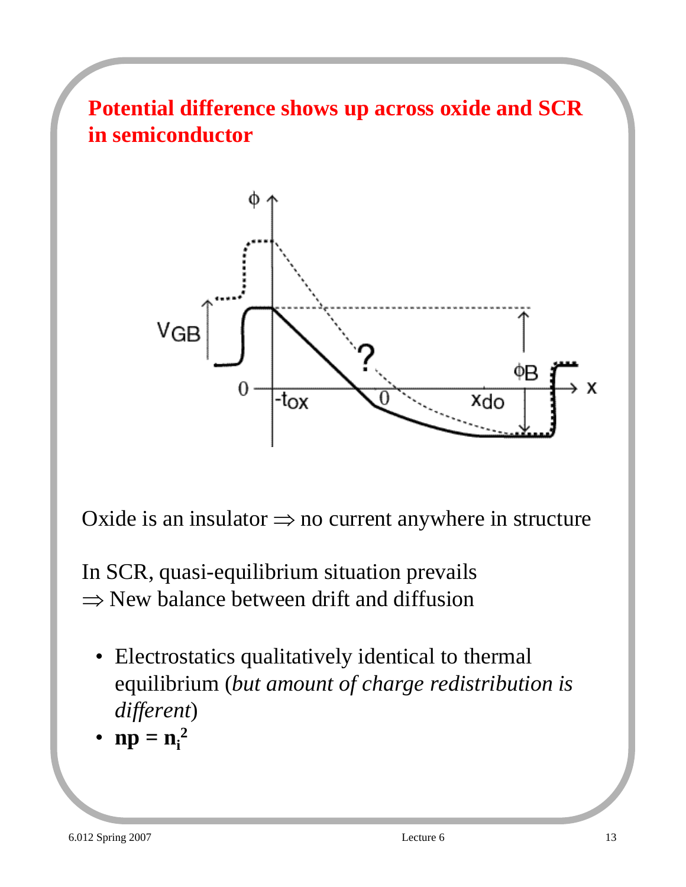# Potential difference shows up across oxide and SCR in semiconductor

Oxide is an insulator ⇒ no current anywhere in structure

In SCR, quasi-equilibrium situation prevails
⇒ New balance between drift and diffusion

- Electrostatics qualitatively identical to thermal equilibrium (*but amount of charge redistribution is different*)
- $\mathbf{np = n_i^2}$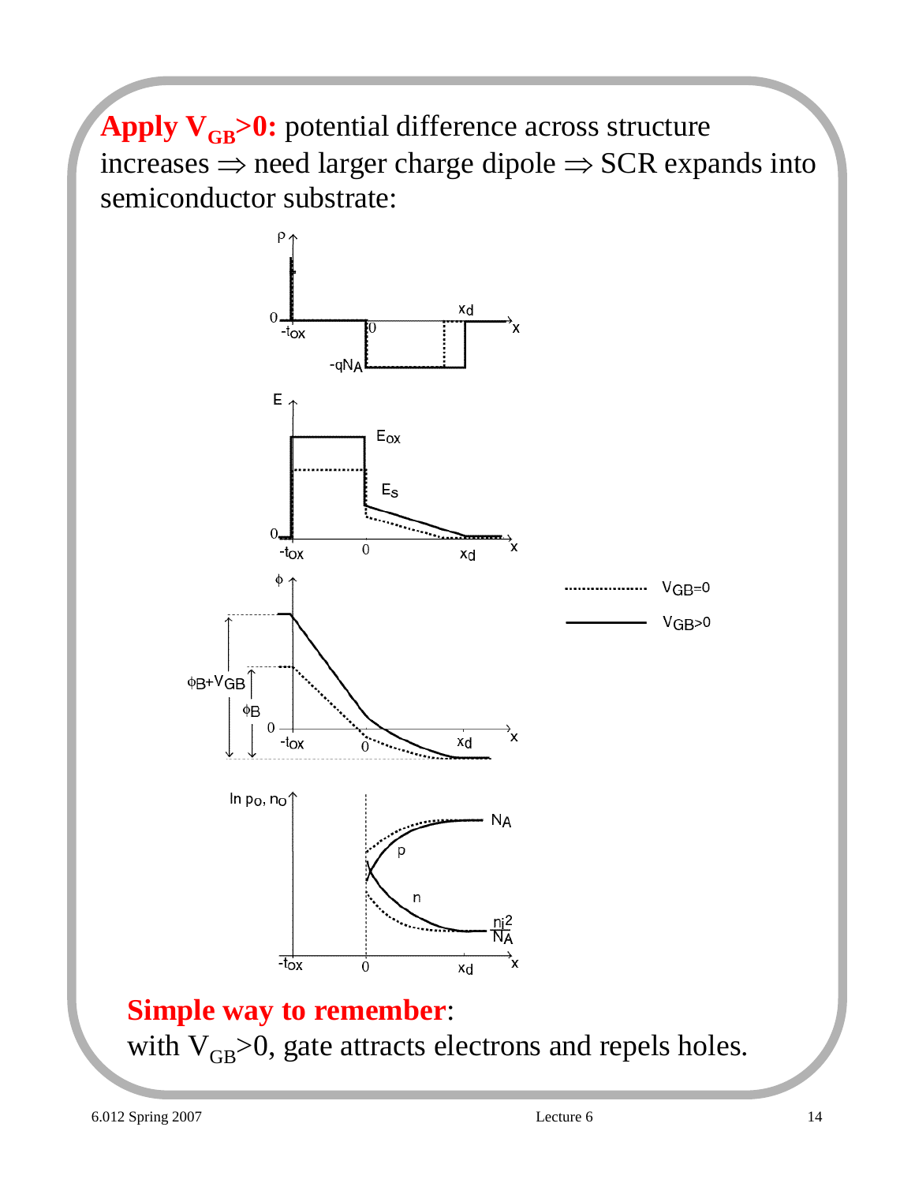**Apply $V_{GB}$>0:** potential difference across structure increases ⇒ need larger charge dipole ⇒ SCR expands into semiconductor substrate:

**Simple way to remember**:
with $V_{GB}$>0, gate attracts electrons and repels holes.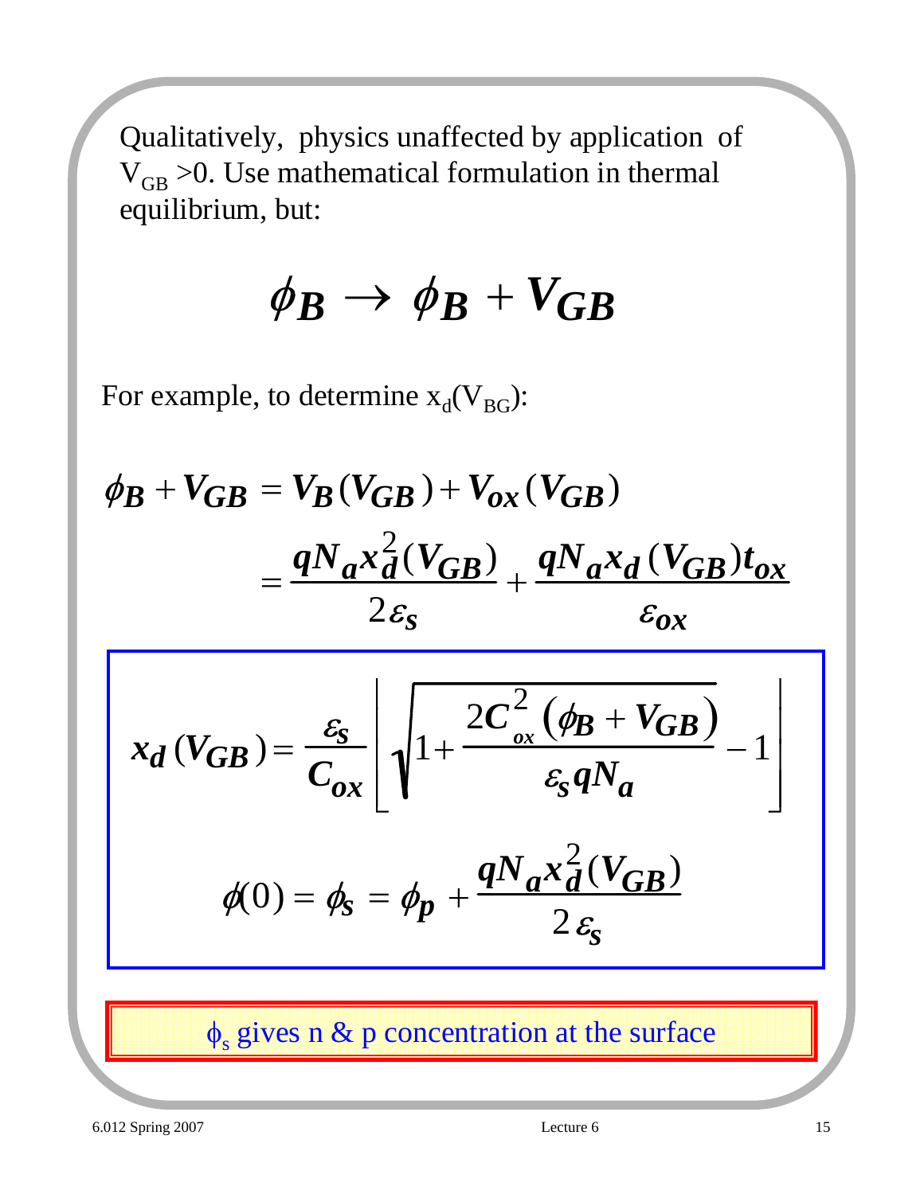Qualitatively, physics unaffected by application of $V_{GB} > 0$. Use mathematical formulation in thermal equilibrium, but:

$$\phi_B \rightarrow \phi_B + V_{GB}$$

For example, to determine $x_d(V_{BG})$:

$$\phi_B + V_{GB} = V_B(V_{GB}) + V_{ox}(V_{GB})$$

$$= \frac{qN_a x_d^2(V_{GB})}{2\varepsilon_s} + \frac{qN_a x_d(V_{GB}) t_{ox}}{\varepsilon_{ox}}$$

$$x_d(V_{GB}) = \frac{\varepsilon_s}{C_{ox}} \left[ \sqrt{1 + \frac{2C_{ox}^2 (\phi_B + V_{GB})}{\varepsilon_s q N_a}} - 1 \right]$$

$$\phi(0) = \phi_s = \phi_p + \frac{qN_a x_d^2(V_{GB})}{2\varepsilon_s}$$

$\phi_s$ gives n & p concentration at the surface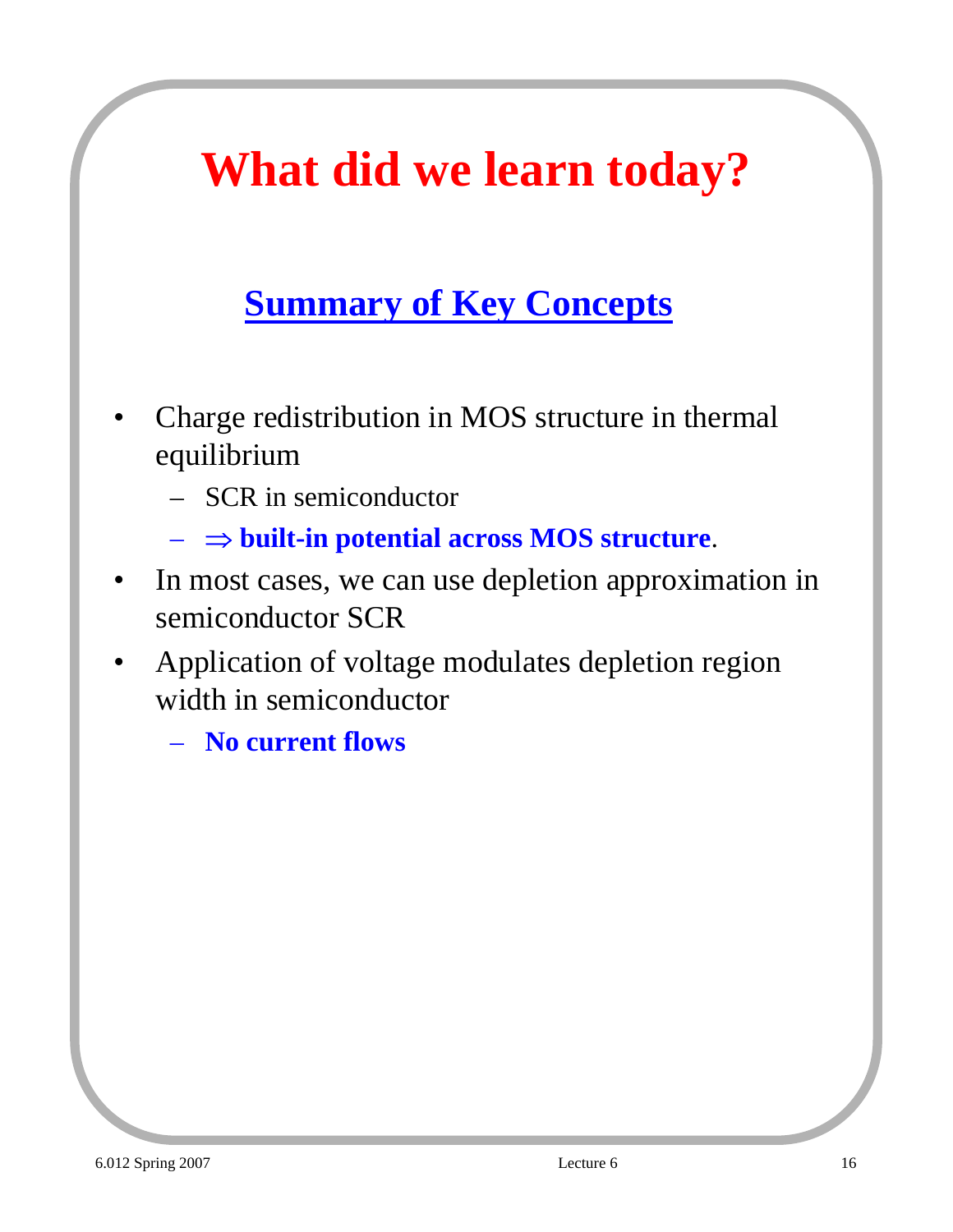# What did we learn today?

## Summary of Key Concepts

- Charge redistribution in MOS structure in thermal equilibrium
  - SCR in semiconductor
  - $\Rightarrow$ **built-in potential across MOS structure**.
- In most cases, we can use depletion approximation in semiconductor SCR
- Application of voltage modulates depletion region width in semiconductor
  - **No current flows**